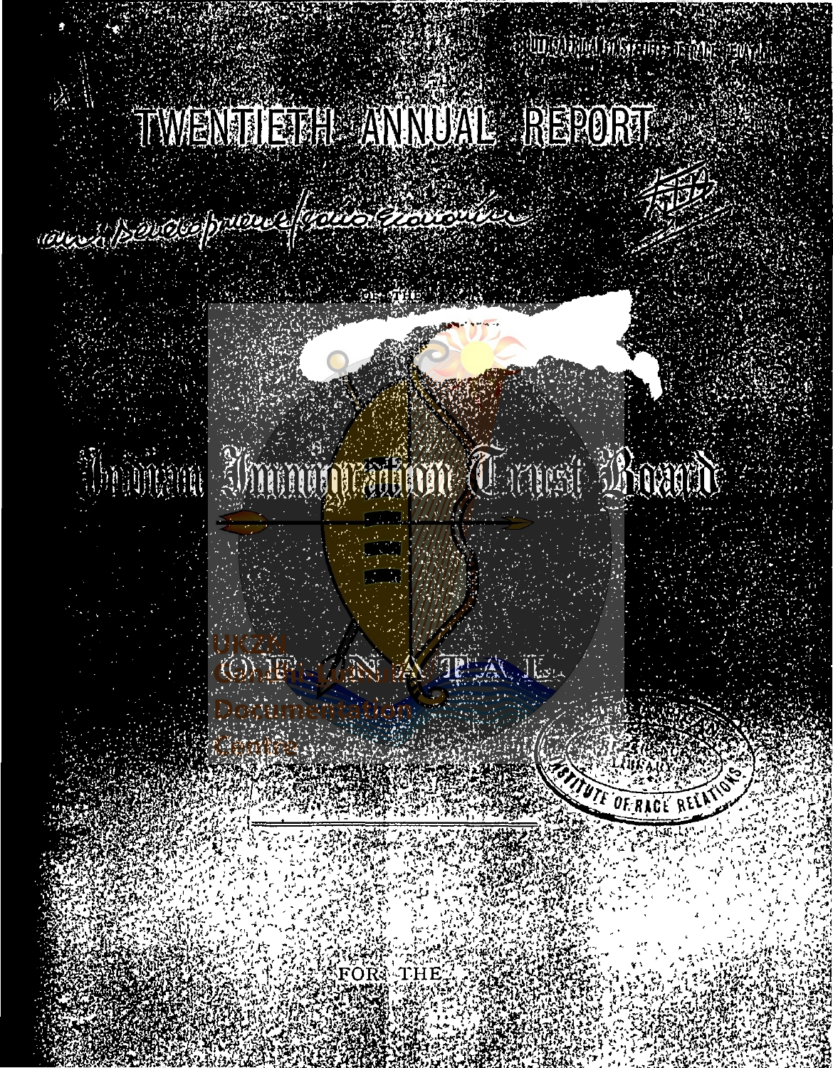# TWENTIETH ANNUAL REPORT

OF THE

# Indian Immigration Trust Board

OF NATAL

FOR THE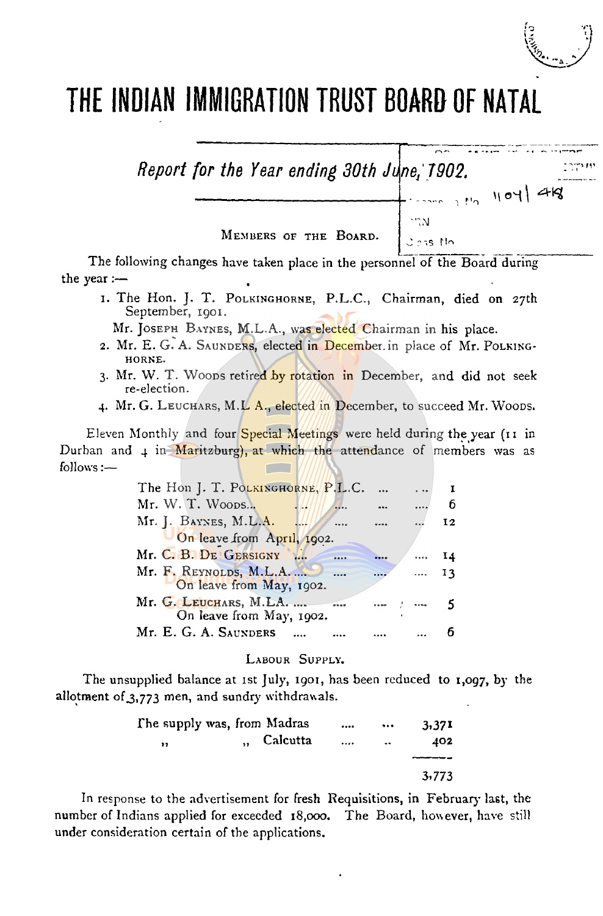# THE INDIAN IMMIGRATION TRUST BOARD OF NATAL

## *Report for the Year ending 30th June, 1902.*

### Members of the Board.

The following changes have taken place in the personnel of the Board during the year :—

1. The Hon. J. T. Polkinghorne, P.L.C., Chairman, died on 27th September, 1901.

   Mr. Joseph Baynes, M.L.A., was elected Chairman in his place.
2. Mr. E. G. A. Saunders, elected in December in place of Mr. Polkinghorne.
3. Mr. W. T. Woods retired by rotation in December, and did not seek re-election.
4. Mr. G. Leuchars, M.L.A., elected in December, to succeed Mr. Woods.

Eleven Monthly and four Special Meetings were held during the year (11 in Durban and 4 in Maritzburg), at which the attendance of members was as follows :—

| Member | Attendance |
|---|---|
| The Hon J. T. Polkinghorne, P.L.C. | 1 |
| Mr. W. T. Woods | 6 |
| Mr. J. Baynes, M.L.A. (On leave from April, 1902.) | 12 |
| Mr. C. B. De Gersigny | 14 |
| Mr. F. Reynolds, M.L.A. (On leave from May, 1902.) | 13 |
| Mr. G. Leuchars, M.L.A. (On leave from May, 1902.) | 5 |
| Mr. E. G. A. Saunders | 6 |

### Labour Supply.

The unsupplied balance at 1st July, 1901, has been reduced to 1,097, by the allotment of 3,773 men, and sundry withdrawals.

| | |
|---|---|
| The supply was, from Madras | 3,371 |
| ,, ,, Calcutta | 402 |
| | 3,773 |

In response to the advertisement for fresh Requisitions, in February last, the number of Indians applied for exceeded 18,000. The Board, however, have still under consideration certain of the applications.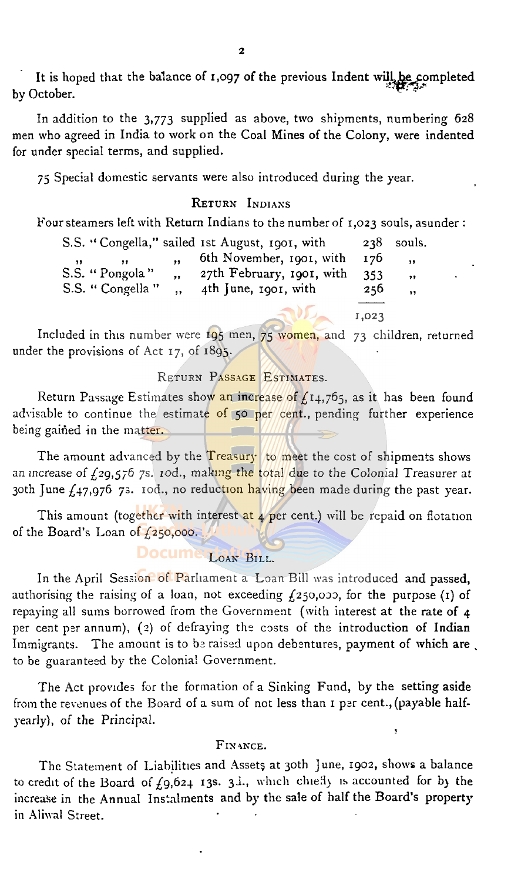It is hoped that the balance of 1,097 of the previous Indent will be completed by October.

In addition to the 3,773 supplied as above, two shipments, numbering 628 men who agreed in India to work on the Coal Mines of the Colony, were indented for under special terms, and supplied.

75 Special domestic servants were also introduced during the year.

## Return Indians

Four steamers left with Return Indians to the number of 1,023 souls, as under:

| | | | |
|---|---|---|---|
| S.S. "Congella," | sailed 1st August, 1901, with | 238 | souls. |
| " " | " 6th November, 1901, with | 176 | " |
| S.S. "Pongola" | " 27th February, 1901, with | 353 | " |
| S.S. "Congella" | " 4th June, 1901, with | 256 | " |
| | | 1,023 | |

Included in this number were 195 men, 75 women, and 73 children, returned under the provisions of Act 17, of 1895.

## Return Passage Estimates.

Return Passage Estimates show an increase of £14,765, as it has been found advisable to continue the estimate of 50 per cent., pending further experience being gained in the matter.

The amount advanced by the Treasury to meet the cost of shipments shows an increase of £29,576 7s. 10d., making the total due to the Colonial Treasurer at 30th June £47,976 7s. 10d., no reduction having been made during the past year.

This amount (together with interest at 4 per cent.) will be repaid on flotation of the Board's Loan of £250,000.

## Loan Bill.

In the April Session of Parliament a Loan Bill was introduced and passed, authorising the raising of a loan, not exceeding £250,000, for the purpose (1) of repaying all sums borrowed from the Government (with interest at the rate of 4 per cent per annum), (2) of defraying the costs of the introduction of Indian Immigrants. The amount is to be raised upon debentures, payment of which are to be guaranteed by the Colonial Government.

The Act provides for the formation of a Sinking Fund, by the setting aside from the revenues of the Board of a sum of not less than 1 per cent., (payable half-yearly), of the Principal.

## Finance.

The Statement of Liabilities and Assets at 30th June, 1902, shows a balance to credit of the Board of £9,624 13s. 3d., which chiefly is accounted for by the increase in the Annual Instalments and by the sale of half the Board's property in Aliwal Street.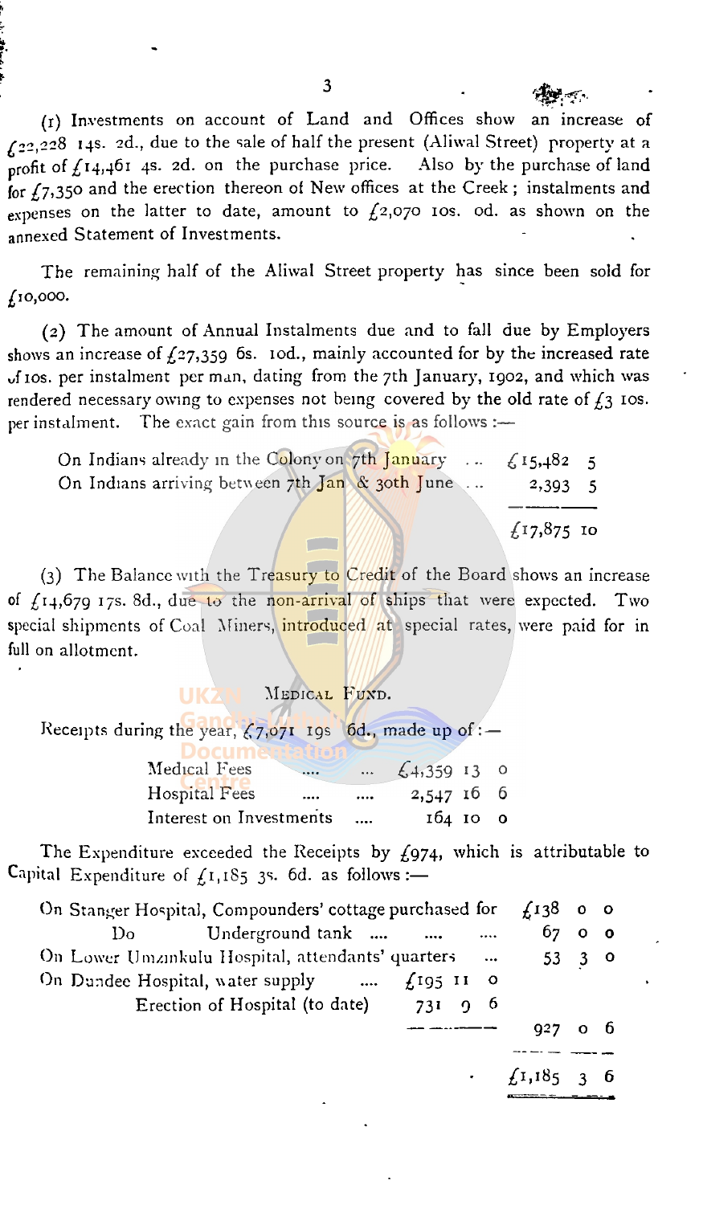(1) Investments on account of Land and Offices show an increase of £22,228 14s. 2d., due to the sale of half the present (Aliwal Street) property at a profit of £14,461 4s. 2d. on the purchase price. Also by the purchase of land for £7,350 and the erection thereon of New offices at the Creek; instalments and expenses on the latter to date, amount to £2,070 10s. 0d. as shown on the annexed Statement of Investments.

The remaining half of the Aliwal Street property has since been sold for £10,000.

(2) The amount of Annual Instalments due and to fall due by Employers shows an increase of £27,359 6s. 10d., mainly accounted for by the increased rate of 10s. per instalment per man, dating from the 7th January, 1902, and which was rendered necessary owing to expenses not being covered by the old rate of £3 10s. per instalment. The exact gain from this source is as follows :—

| | | |
|---|---|---|
| On Indians already in the Colony on 7th January ... | £15,482 | 5 |
| On Indians arriving between 7th Jan & 30th June ... | 2,393 | 5 |
| | £17,875 | 10 |

(3) The Balance with the Treasury to Credit of the Board shows an increase of £14,679 17s. 8d., due to the non-arrival of ships that were expected. Two special shipments of Coal Miners, introduced at special rates, were paid for in full on allotment.

## MEDICAL FUND.

Receipts during the year, £7,071 19s 6d., made up of :—

| | £ | s. | d. |
|---|---|---|---|
| Medical Fees .... ... | £4,359 | 13 | 0 |
| Hospital Fees .... .... | 2,547 | 16 | 6 |
| Interest on Investments .... | 164 | 10 | 0 |

The Expenditure exceeded the Receipts by £974, which is attributable to Capital Expenditure of £1,185 3s. 6d. as follows :—

| | | | | | | |
|---|---|---|---|---|---|---|
| On Stanger Hospital, Compounders' cottage purchased for | | | | £138 | 0 | 0 |
| Do Underground tank .... .... .... | | | | 67 | 0 | 0 |
| On Lower Umzinkulu Hospital, attendants' quarters ... | | | | 53 | 3 | 0 |
| On Dundee Hospital, water supply .... | £195 | 11 | 0 | | | |
| Erection of Hospital (to date) | 731 | 9 | 6 | | | |
| | | | | 927 | 0 | 6 |
| | | | | £1,185 | 3 | 6 |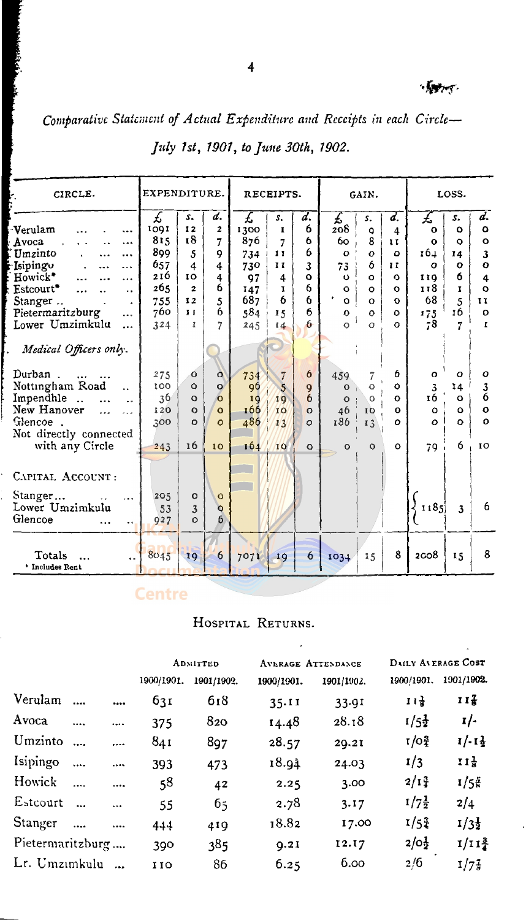*Comparative Statement of Actual Expenditure and Receipts in each Circle—*

*July 1st, 1901, to June 30th, 1902.*

| CIRCLE. | EXPENDITURE. | | | RECEIPTS. | | | GAIN. | | | LOSS. | | |
|---|---|---|---|---|---|---|---|---|---|---|---|---|
| | £ | s. | d. | £ | s. | d. | £ | s. | d. | £ | s. | d. |
| Verulam ... ... | 1091 | 12 | 2 | 1300 | 1 | 6 | 208 | 9 | 4 | 0 | 0 | 0 |
| Avoca ... ... | 815 | 18 | 7 | 876 | 7 | 6 | 60 | 8 | 11 | 0 | 0 | 0 |
| Umzinto ... ... | 899 | 5 | 9 | 734 | 11 | 6 | 0 | 0 | 0 | 164 | 14 | 3 |
| Isipingo ... ... | 657 | 4 | 4 | 730 | 11 | 3 | 73 | 6 | 11 | 0 | 0 | 0 |
| Howick* ... ... | 216 | 10 | 4 | 97 | 4 | 0 | 0 | 0 | 0 | 119 | 6 | 4 |
| Estcourt* ... .. | 265 | 2 | 6 | 147 | 1 | 6 | 0 | 0 | 0 | 118 | 1 | 0 |
| Stanger .. | 755 | 12 | 5 | 687 | 6 | 6 | 0 | 0 | 0 | 68 | 5 | 11 |
| Pietermaritzburg ... | 760 | 11 | 6 | 584 | 15 | 6 | 0 | 0 | 0 | 175 | 16 | 0 |
| Lower Umzimkulu ... | 324 | 1 | 7 | 245 | 14 | 6 | 0 | 0 | 0 | 78 | 7 | 1 |
| *Medical Officers only.* | | | | | | | | | | | | |
| Durban ... ... | 275 | 0 | 0 | 734 | 7 | 6 | 459 | 7 | 6 | 0 | 0 | 0 |
| Nottingham Road .. | 100 | 0 | 0 | 96 | 5 | 9 | 0 | 0 | 0 | 3 | 14 | 3 |
| Impendhle .. ... | 36 | 0 | 0 | 19 | 19 | 6 | 0 | 0 | 0 | 16 | 0 | 6 |
| New Hanover ... | 120 | 0 | 0 | 166 | 10 | 0 | 46 | 10 | 0 | 0 | 0 | 0 |
| Glencoe . | 300 | 0 | 0 | 486 | 13 | 0 | 186 | 13 | 0 | 0 | 0 | 0 |
| Not directly connected with any Circle | 243 | 16 | 10 | 164 | 10 | 0 | 0 | 0 | 0 | 79 | 6 | 10 |
| CAPITAL ACCOUNT: | | | | | | | | | | | | |
| Stanger... ... | 205 | 0 | 0 | | | | | | | | | |
| Lower Umzimkulu | 53 | 3 | 0 | | | | | | | 1185 | 3 | 6 |
| Glencoe ... | 927 | 0 | 6 | | | | | | | | | |
| Totals ... | 8045 | 19 | 6 | 7071 | 19 | 6 | 1034 | 15 | 8 | 2008 | 15 | 8 |

\* Includes Rent

## HOSPITAL RETURNS.

| | ADMITTED | | AVERAGE ATTENDANCE | | DAILY AVERAGE COST | |
|---|---|---|---|---|---|---|
| | 1900/1901. | 1901/1902. | 1900/1901. | 1901/1902. | 1900/1901. | 1901/1902. |
| Verulam .... .... | 631 | 618 | 35.11 | 33.91 | 11⅛ | 11⅞ |
| Avoca .... .... | 375 | 820 | 14.48 | 28.18 | 1/5½ | 1/- |
| Umzinto .... .... | 841 | 897 | 28.57 | 29.21 | 1/0¾ | 1/-1½ |
| Isipingo .... .... | 393 | 473 | 18.94 | 24.03 | 1/3 | 11⅛ |
| Howick .... .... | 58 | 42 | 2.25 | 3.00 | 2/1¾ | 1/5⅝ |
| Estcourt ... ... | 55 | 65 | 2.78 | 3.17 | 1/7½ | 2/4 |
| Stanger .... .... | 444 | 419 | 18.82 | 17.00 | 1/5¾ | 1/3½ |
| Pietermaritzburg .... | 390 | 385 | 9.21 | 12.17 | 2/0½ | 1/11¾ |
| Lr. Umzimkulu ... | 110 | 86 | 6.25 | 6.00 | 2/6 | 1/7⅞ |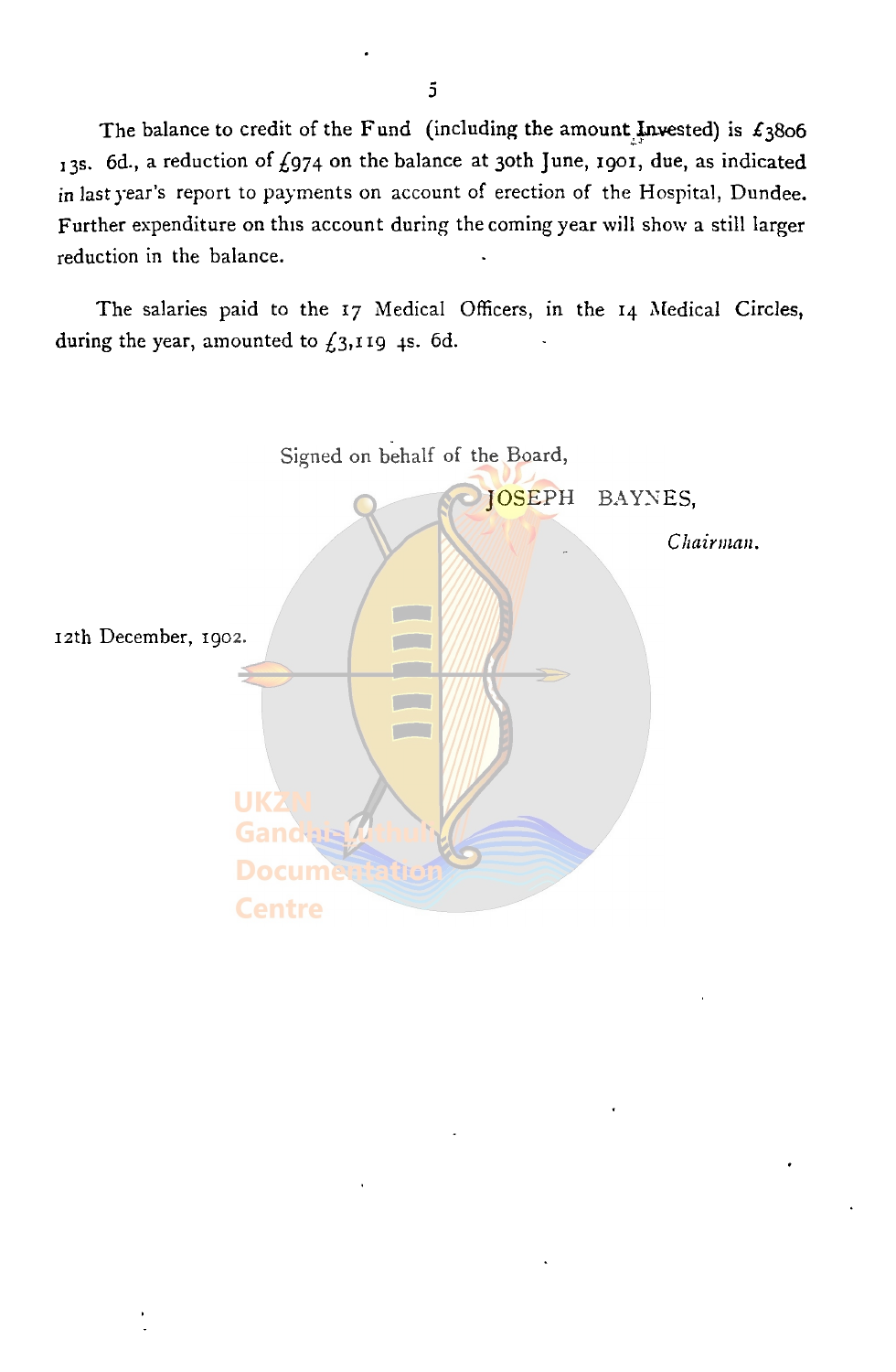The balance to credit of the Fund (including the amount Invested) is £3806 13s. 6d., a reduction of £974 on the balance at 30th June, 1901, due, as indicated in last year's report to payments on account of erection of the Hospital, Dundee. Further expenditure on this account during the coming year will show a still larger reduction in the balance.

The salaries paid to the 17 Medical Officers, in the 14 Medical Circles, during the year, amounted to £3,119 4s. 6d.

Signed on behalf of the Board,

JOSEPH BAYNES,

*Chairman.*

12th December, 1902.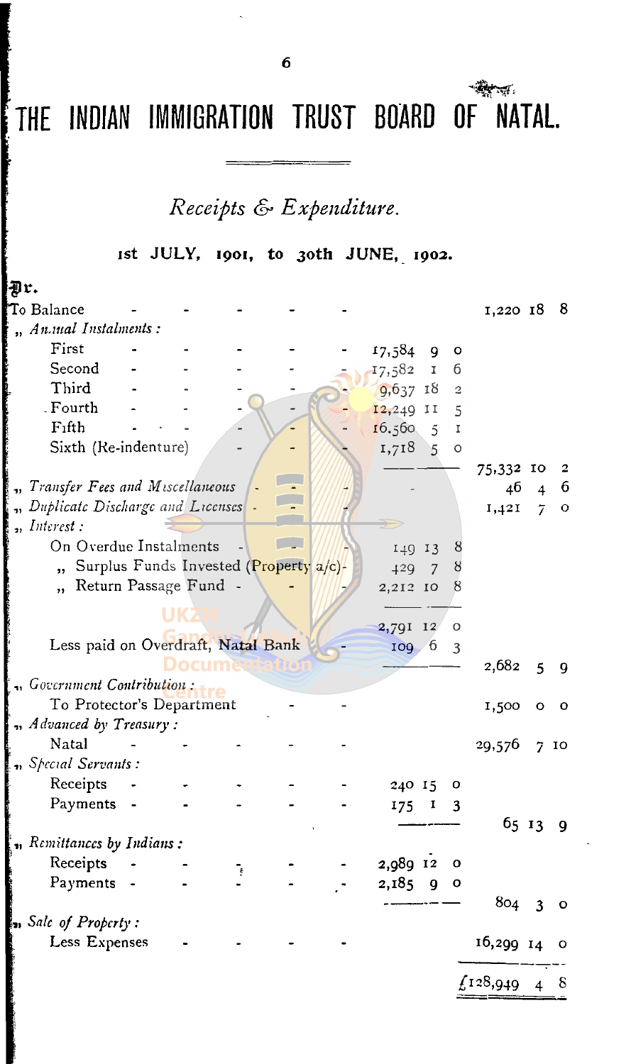# THE INDIAN IMMIGRATION TRUST BOARD OF NATAL.

## *Receipts & Expenditure.*

### 1st JULY, 1901, to 30th JUNE, 1902.

**Dr.**

| | £ | s. | d. | £ | s. | d. |
|---|---|---|---|---|---|---|
| To Balance | | | | 1,220 | 18 | 8 |
| ,, *Annual Instalments:* | | | | | | |
| First | 17,584 | 9 | 0 | | | |
| Second | 17,582 | 1 | 6 | | | |
| Third | 9,637 | 18 | 2 | | | |
| Fourth | 12,249 | 11 | 5 | | | |
| Fifth | 16,560 | 5 | 1 | | | |
| Sixth (Re-indenture) | 1,718 | 5 | 0 | | | |
| | | | | 75,332 | 10 | 2 |
| ,, *Transfer Fees and Miscellaneous* | | | | 46 | 4 | 6 |
| ,, *Duplicate Discharge and Licenses* | | | | 1,421 | 7 | 0 |
| ,, *Interest:* | | | | | | |
| On Overdue Instalments | 149 | 13 | 8 | | | |
| ,, Surplus Funds Invested (Property a/c) | 429 | 7 | 8 | | | |
| ,, Return Passage Fund | 2,212 | 10 | 8 | | | |
| | 2,791 | 12 | 0 | | | |
| Less paid on Overdraft, Natal Bank | 109 | 6 | 3 | | | |
| | | | | 2,682 | 5 | 9 |
| ,, *Government Contribution:* | | | | | | |
| To Protector's Department | | | | 1,500 | 0 | 0 |
| ,, *Advanced by Treasury:* | | | | | | |
| Natal | | | | 29,576 | 7 | 10 |
| ,, *Special Servants:* | | | | | | |
| Receipts | 240 | 15 | 0 | | | |
| Payments | 175 | 1 | 3 | | | |
| | | | | 65 | 13 | 9 |
| ,, *Remittances by Indians:* | | | | | | |
| Receipts | 2,989 | 12 | 0 | | | |
| Payments | 2,185 | 9 | 0 | | | |
| | | | | 804 | 3 | 0 |
| ,, *Sale of Property:* | | | | | | |
| Less Expenses | | | | 16,299 | 14 | 0 |
| | | | | £128,949 | 4 | 8 |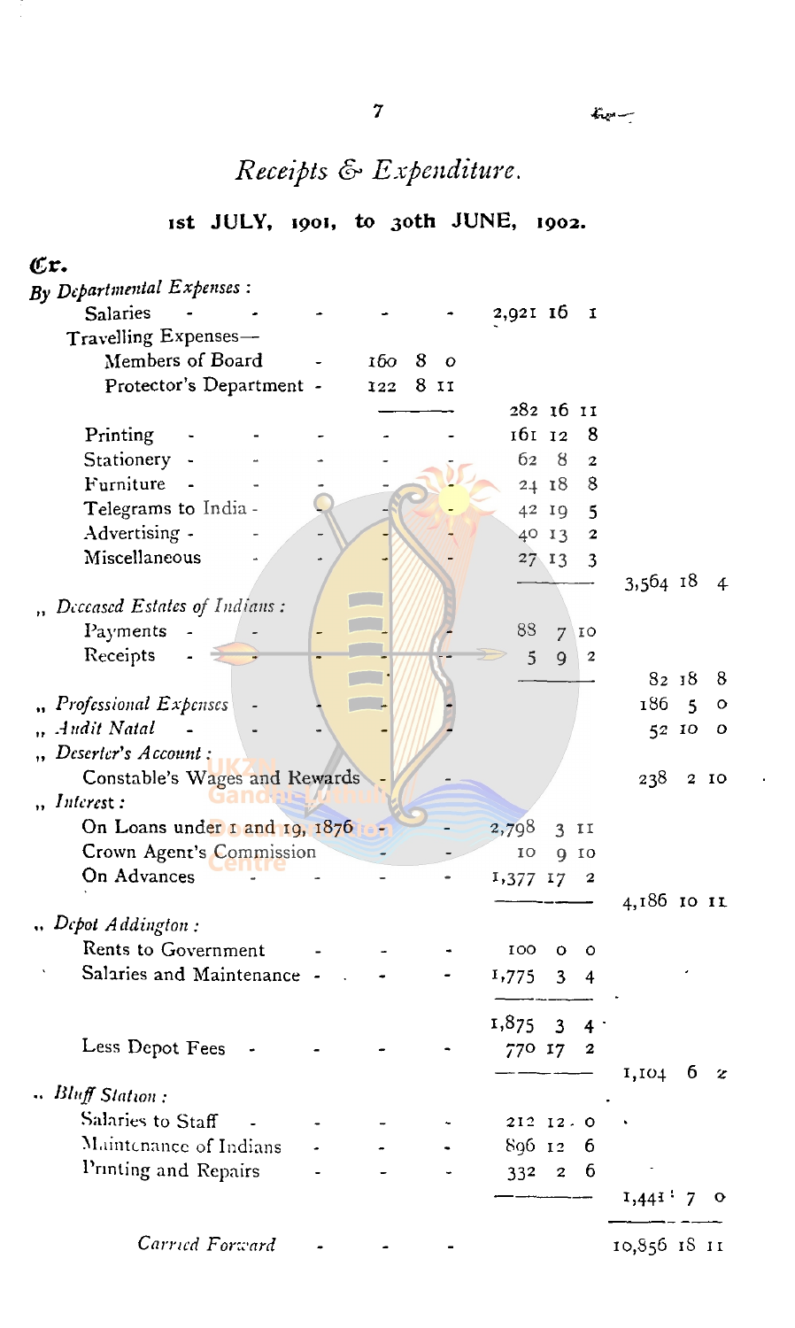# *Receipts & Expenditure.*

## 1st JULY, 1901, to 30th JUNE, 1902.

**Cr.**

| | | | |
|---|---|---|---|
| *By Departmental Expenses :* | | | |
| Salaries | | 2,921 16 1 | |
| Travelling Expenses— | | | |
| Members of Board | 160 8 0 | | |
| Protector's Department | 122 8 11 | | |
| | | 282 16 11 | |
| Printing | | 161 12 8 | |
| Stationery | | 62 8 2 | |
| Furniture | | 24 18 8 | |
| Telegrams to India | | 42 19 5 | |
| Advertising | | 40 13 2 | |
| Miscellaneous | | 27 13 3 | |
| | | | 3,564 18 4 |
| *" Deceased Estates of Indians :* | | | |
| Payments | | 88 7 10 | |
| Receipts | | 5 9 2 | |
| | | | 82 18 8 |
| *" Professional Expenses* | | | 186 5 0 |
| *" Audit Natal* | | | 52 10 0 |
| *" Deserter's Account :* | | | |
| Constable's Wages and Rewards | | | 238 2 10 |
| *" Interest :* | | | |
| On Loans under 1 and 19, 1876 | | 2,798 3 11 | |
| Crown Agent's Commission | | 10 9 10 | |
| On Advances | | 1,377 17 2 | |
| | | | 4,186 10 11 |
| *" Depot Addington :* | | | |
| Rents to Government | | 100 0 0 | |
| Salaries and Maintenance | | 1,775 3 4 | |
| | | 1,875 3 4 | |
| Less Depot Fees | | 770 17 2 | |
| | | | 1,104 6 2 |
| *" Bluff Station :* | | | |
| Salaries to Staff | | 212 12 0 | |
| Maintenance of Indians | | 896 12 6 | |
| Printing and Repairs | | 332 2 6 | |
| | | | 1,441 7 0 |
| *Carried Forward* | | | 10,856 18 11 |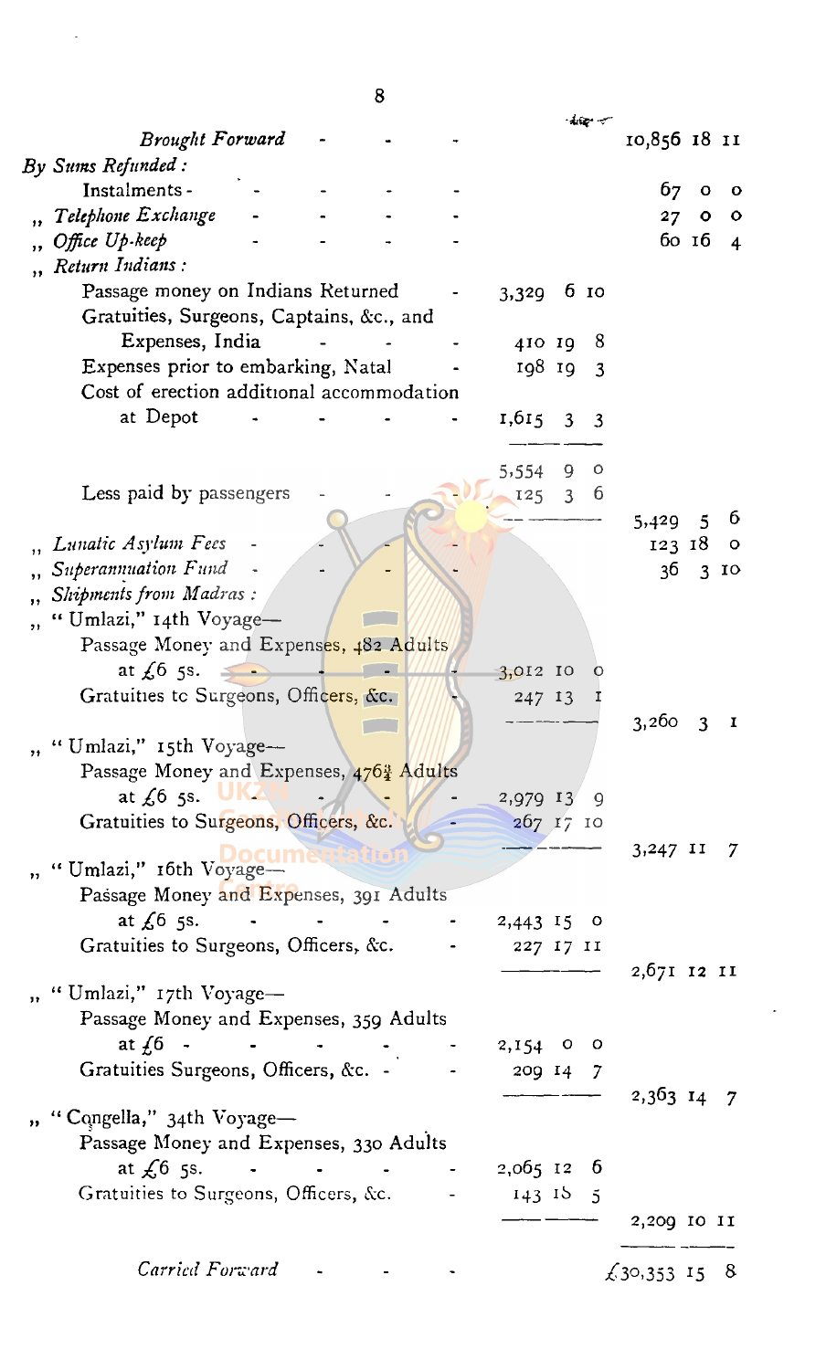| | | |
|---|---|---|
| *Brought Forward* | | 10,856 18 11 |
| By *Sums Refunded :* | | |
| Instalments | | 67 0 0 |
| ,, *Telephone Exchange* | | 27 0 0 |
| ,, *Office Up-keep* | | 60 16 4 |
| ,, *Return Indians :* | | |
| Passage money on Indians Returned | 3,329 6 10 | |
| Gratuities, Surgeons, Captains, &c., and Expenses, India | 410 19 8 | |
| Expenses prior to embarking, Natal | 198 19 3 | |
| Cost of erection additional accommodation at Depot | 1,615 3 3 | |
| | 5,554 9 0 | |
| Less paid by passengers | 125 3 6 | |
| | | 5,429 5 6 |
| ,, *Lunatic Asylum Fees* | | 123 18 0 |
| ,, *Superannuation Fund* | | 36 3 10 |
| ,, *Shipments from Madras :* | | |
| ,, "Umlazi," 14th Voyage— | | |
| Passage Money and Expenses, 482 Adults at £6 5s. | 3,012 10 0 | |
| Gratuities to Surgeons, Officers, &c. | 247 13 1 | |
| | | 3,260 3 1 |
| ,, "Umlazi," 15th Voyage— | | |
| Passage Money and Expenses, 476¾ Adults at £6 5s. | 2,979 13 9 | |
| Gratuities to Surgeons, Officers, &c. | 267 17 10 | |
| | | 3,247 11 7 |
| ,, "Umlazi," 16th Voyage— | | |
| Passage Money and Expenses, 391 Adults at £6 5s. | 2,443 15 0 | |
| Gratuities to Surgeons, Officers, &c. | 227 17 11 | |
| | | 2,671 12 11 |
| ,, "Umlazi," 17th Voyage— | | |
| Passage Money and Expenses, 359 Adults at £6 | 2,154 0 0 | |
| Gratuities Surgeons, Officers, &c. | 209 14 7 | |
| | | 2,363 14 7 |
| ,, "Congella," 34th Voyage— | | |
| Passage Money and Expenses, 330 Adults at £6 5s. | 2,065 12 6 | |
| Gratuities to Surgeons, Officers, &c. | 143 18 5 | |
| | | 2,209 10 11 |
| *Carried Forward* | | £30,353 15 8 |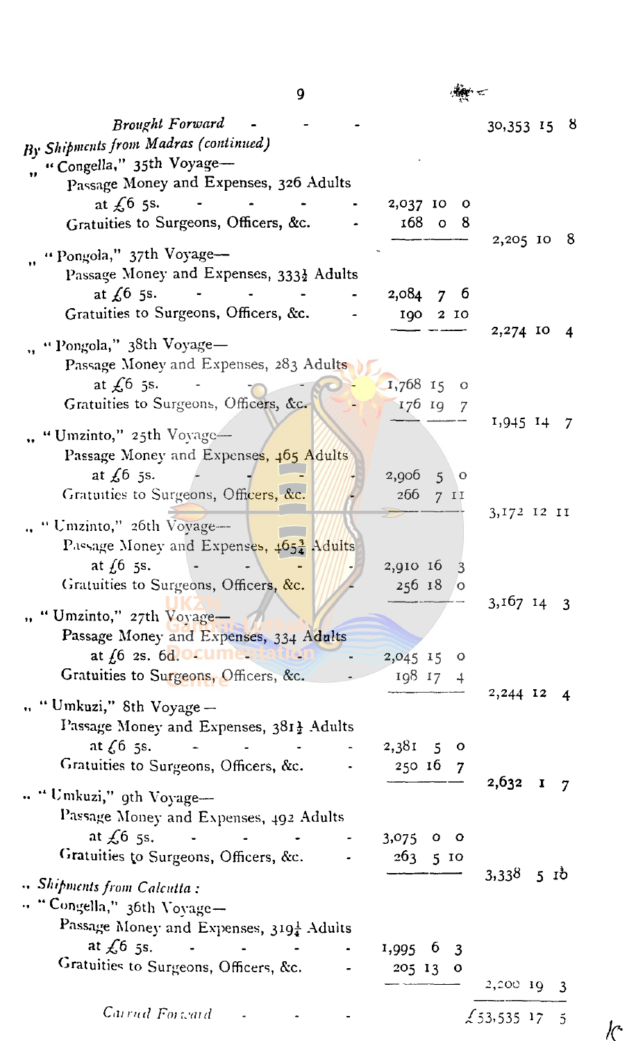| | | |
|---|---|---|
| *Brought Forward* - - - | | 30,353 15 8 |
| *By Shipments from Madras (continued)* | | |
| " "Congella," 35th Voyage— | | |
| Passage Money and Expenses, 326 Adults at £6 5s. - - - - - | 2,037 10 0 | |
| Gratuities to Surgeons, Officers, &c. - | 168 0 8 | |
| | | 2,205 10 8 |
| " "Pongola," 37th Voyage— | | |
| Passage Money and Expenses, 333½ Adults at £6 5s. - - - - - | 2,084 7 6 | |
| Gratuities to Surgeons, Officers, &c. - | 190 2 10 | |
| | | 2,274 10 4 |
| " "Pongola," 38th Voyage— | | |
| Passage Money and Expenses, 283 Adults at £6 5s. - - - - - | 1,768 15 0 | |
| Gratuities to Surgeons, Officers, &c. - | 176 19 7 | |
| | | 1,945 14 7 |
| " "Umzinto," 25th Voyage— | | |
| Passage Money and Expenses, 465 Adults at £6 5s. - - - - - | 2,906 5 0 | |
| Gratuities to Surgeons, Officers, &c. - | 266 7 11 | |
| | | 3,172 12 11 |
| " "Umzinto," 26th Voyage— | | |
| Passage Money and Expenses, 465¾ Adults at £6 5s. - - - - - | 2,910 16 3 | |
| Gratuities to Surgeons, Officers, &c. - | 256 18 0 | |
| | | 3,167 14 3 |
| " "Umzinto," 27th Voyage— | | |
| Passage Money and Expenses, 334 Adults at £6 2s. 6d. - - - - | 2,045 15 0 | |
| Gratuities to Surgeons, Officers, &c. - | 198 17 4 | |
| | | 2,244 12 4 |
| " "Umkuzi," 8th Voyage— | | |
| Passage Money and Expenses, 381½ Adults at £6 5s. - - - - - | 2,381 5 0 | |
| Gratuities to Surgeons, Officers, &c. - | 250 16 7 | |
| | | 2,632 1 7 |
| " "Umkuzi," 9th Voyage— | | |
| Passage Money and Expenses, 492 Adults at £6 5s. - - - - - | 3,075 0 0 | |
| Gratuities to Surgeons, Officers, &c. - | 263 5 10 | |
| | | 3,338 5 10 |
| " *Shipments from Calcutta:* | | |
| " "Congella," 36th Voyage— | | |
| Passage Money and Expenses, 319¼ Adults at £6 5s. - - - - - | 1,995 6 3 | |
| Gratuities to Surgeons, Officers, &c. - | 205 13 0 | |
| | | 2,200 19 3 |
| *Carried Forward* - - - | | £53,535 17 5 |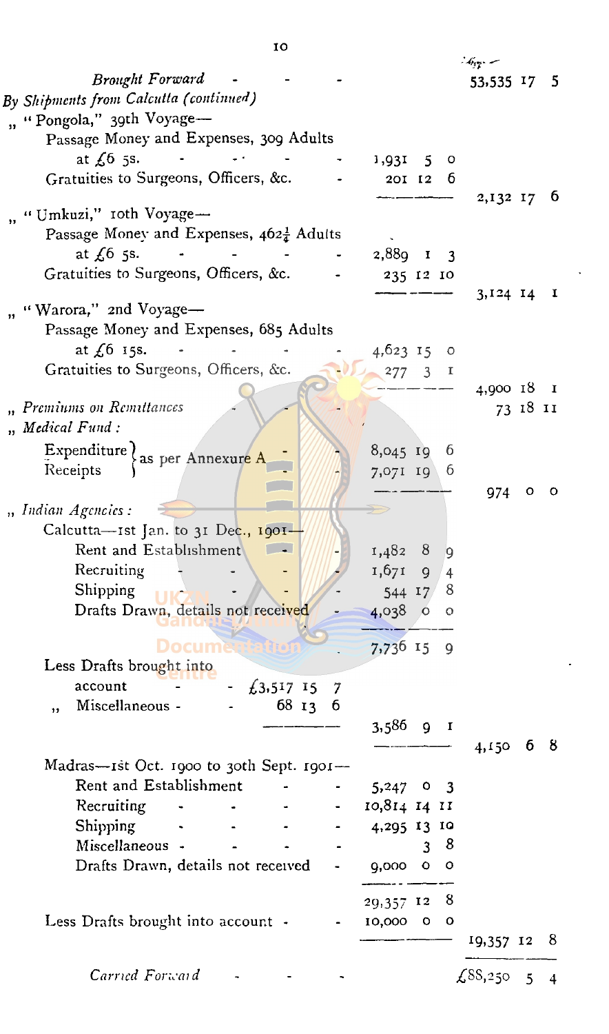| | | | |
|---|---|---|---|
| *Brought Forward* | | | 53,535 17 5 |
| *By Shipments from Calcutta (continued)* | | | |
| ,, "Pongola," 39th Voyage— | | | |
| Passage Money and Expenses, 309 Adults at £6 5s. | | 1,931 5 0 | |
| Gratuities to Surgeons, Officers, &c. | | 201 12 6 | |
| | | | 2,132 17 6 |
| ,, "Umkuzi," 10th Voyage— | | | |
| Passage Money and Expenses, 462¼ Adults at £6 5s. | | 2,889 1 3 | |
| Gratuities to Surgeons, Officers, &c. | | 235 12 10 | |
| | | | 3,124 14 1 |
| ,, "Warora," 2nd Voyage— | | | |
| Passage Money and Expenses, 685 Adults at £6 15s. | | 4,623 15 0 | |
| Gratuities to Surgeons, Officers, &c. | | 277 3 1 | |
| | | | 4,900 18 1 |
| ,, *Premiums on Remittances* | | | 73 18 11 |
| ,, *Medical Fund:* | | | |
| Expenditure as per Annexure A | | 8,045 19 6 | |
| Receipts as per Annexure A | | 7,071 19 6 | |
| | | | 974 0 0 |
| ,, *Indian Agencies:* | | | |
| Calcutta—1st Jan. to 31 Dec., 1901— | | | |
| Rent and Establishment | | 1,482 8 9 | |
| Recruiting | | 1,671 9 4 | |
| Shipping | | 544 17 8 | |
| Drafts Drawn, details not received | | 4,038 0 0 | |
| | | 7,736 15 9 | |
| Less Drafts brought into account | £3,517 15 7 | | |
| ,, Miscellaneous | 68 13 6 | | |
| | | 3,586 9 1 | |
| | | | 4,150 6 8 |
| Madras—1st Oct. 1900 to 30th Sept. 1901— | | | |
| Rent and Establishment | | 5,247 0 3 | |
| Recruiting | | 10,814 14 11 | |
| Shipping | | 4,295 13 10 | |
| Miscellaneous | | 3 8 | |
| Drafts Drawn, details not received | | 9,000 0 0 | |
| | | 29,357 12 8 | |
| Less Drafts brought into account | | 10,000 0 0 | |
| | | | 19,357 12 8 |
| *Carried Forward* | | | £88,250 5 4 |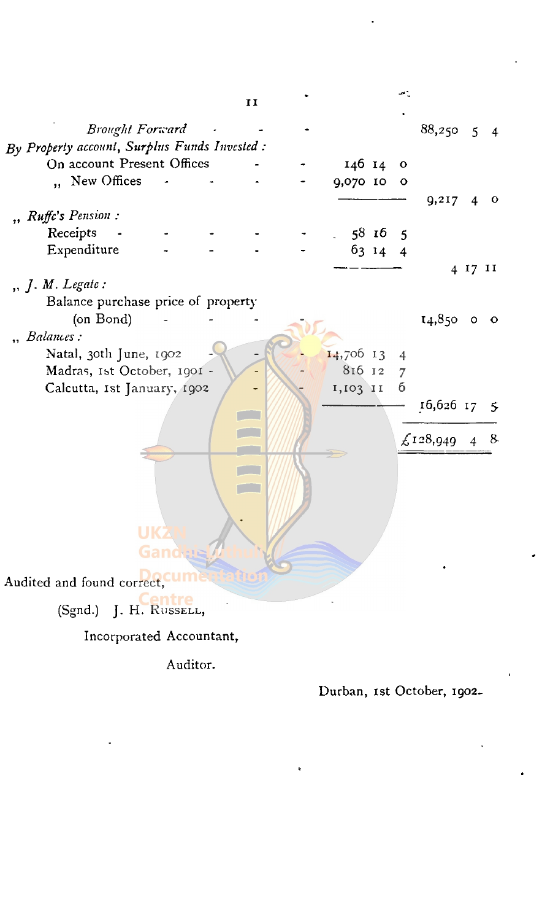| | | |
|---|---|---|
| *Brought Forward* | | 88,250 5 4 |
| *By Property account, Surplus Funds Invested :* | | |
| On account Present Offices | 146 14 0 | |
| ,, New Offices | 9,070 10 0 | |
| | | 9,217 4 0 |
| ,, *Ruffe's Pension :* | | |
| Receipts | 58 16 5 | |
| Expenditure | 63 14 4 | |
| | | 4 17 11 |
| ,, *J. M. Legate :* | | |
| Balance purchase price of property (on Bond) | | 14,850 0 0 |
| ,, *Balances :* | | |
| Natal, 30th June, 1902 | 14,706 13 4 | |
| Madras, 1st October, 1901 | 816 12 7 | |
| Calcutta, 1st January, 1902 | 1,103 11 6 | |
| | | 16,626 17 5 |
| | | £128,949 4 8 |

Audited and found correct,

(Sgnd.) J. H. RUSSELL,

Incorporated Accountant,

Auditor.

Durban, 1st October, 1902.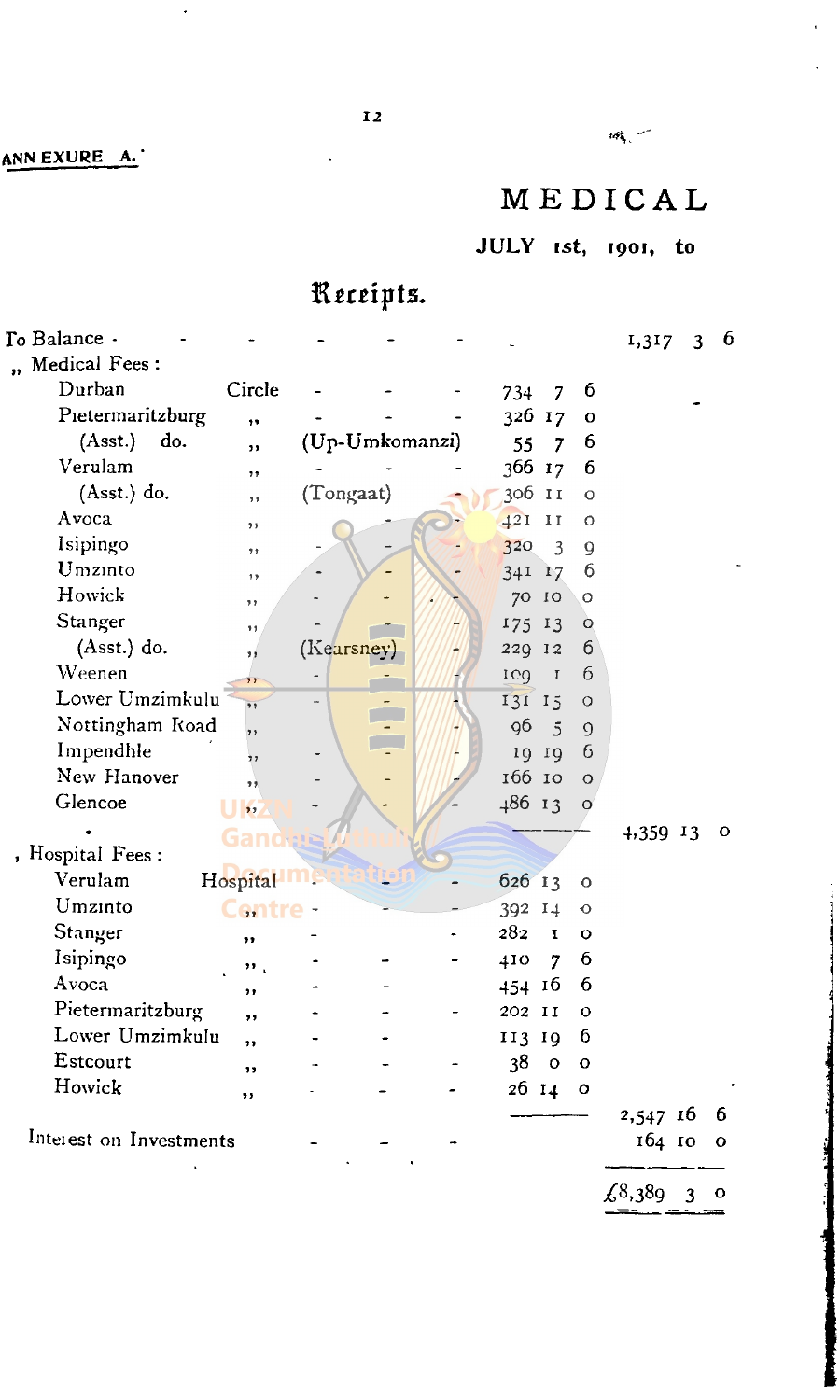ANNEXURE A.

# MEDICAL

**JULY 1st, 1901, to**

## Receipts.

| | | | £ s. d. | £ s. d. |
|---|---|---|---|---|
| To Balance | | | | 1,317 3 6 |
| ,, Medical Fees : | | | | |
| Durban | Circle | | 734 7 6 | |
| Pietermaritzburg | ,, | | 326 17 0 | |
| (Asst.) do. | ,, | (Up-Umkomanzi) | 55 7 6 | |
| Verulam | ,, | | 366 17 6 | |
| (Asst.) do. | ,, | (Tongaat) | 306 11 0 | |
| Avoca | ,, | | 421 11 0 | |
| Isipingo | ,, | | 320 3 9 | |
| Umzinto | ,, | | 341 17 6 | |
| Howick | ,, | | 70 10 0 | |
| Stanger | ,, | | 175 13 0 | |
| (Asst.) do. | ,, | (Kearsney) | 229 12 6 | |
| Weenen | ,, | | 109 1 6 | |
| Lower Umzimkulu | ,, | | 131 15 0 | |
| Nottingham Road | ,, | | 96 5 9 | |
| Impendhle | ,, | | 19 19 6 | |
| New Hanover | ,, | | 166 10 0 | |
| Glencoe | ,, | | 486 13 0 | |
| | | | | 4,359 13 0 |
| ,, Hospital Fees : | | | | |
| Verulam | Hospital | | 626 13 0 | |
| Umzinto | ,, | | 392 14 0 | |
| Stanger | ,, | | 282 1 0 | |
| Isipingo | ,, | | 410 7 6 | |
| Avoca | ,, | | 454 16 6 | |
| Pietermaritzburg | ,, | | 202 11 0 | |
| Lower Umzimkulu | ,, | | 113 19 6 | |
| Estcourt | ,, | | 38 0 0 | |
| Howick | ,, | | 26 14 0 | |
| | | | | 2,547 16 6 |
| Interest on Investments | | | | 164 10 0 |
| | | | | £8,389 3 0 |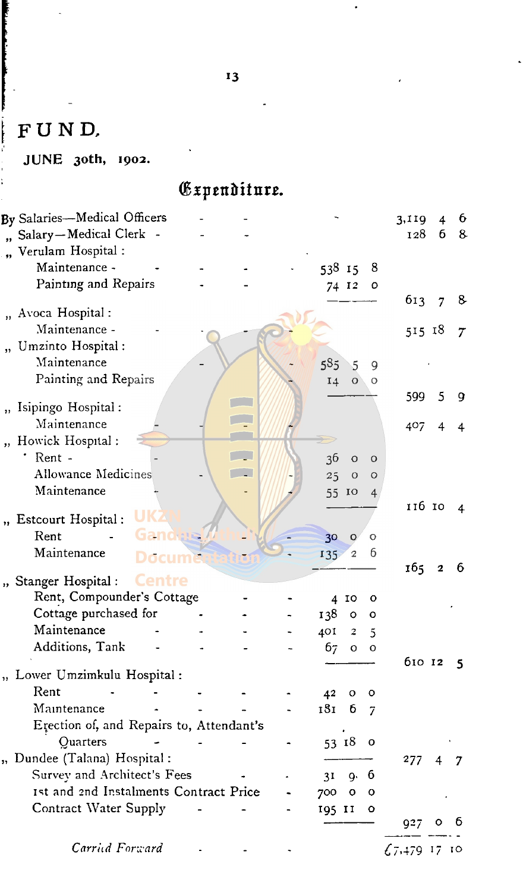# FUND.

**JUNE 30th, 1902.**

## Expenditure.

| | £ s. d. | £ s. d. |
|---|---|---|
| By Salaries—Medical Officers | | 3,119 4 6 |
| „ Salary—Medical Clerk | | 128 6 8 |
| „ Verulam Hospital : | | |
| Maintenance | 538 15 8 | |
| Painting and Repairs | 74 12 0 | |
| | | 613 7 8 |
| „ Avoca Hospital : | | |
| Maintenance | | 515 18 7 |
| „ Umzinto Hospital : | | |
| Maintenance | 585 5 9 | |
| Painting and Repairs | 14 0 0 | |
| | | 599 5 9 |
| „ Isipingo Hospital : | | |
| Maintenance | | 407 4 4 |
| „ Howick Hospital : | | |
| Rent | 36 0 0 | |
| Allowance Medicines | 25 0 0 | |
| Maintenance | 55 10 4 | |
| | | 116 10 4 |
| „ Estcourt Hospital : | | |
| Rent | 30 0 0 | |
| Maintenance | 135 2 6 | |
| | | 165 2 6 |
| „ Stanger Hospital : | | |
| Rent, Compounder's Cottage | 4 10 0 | |
| Cottage purchased for | 138 0 0 | |
| Maintenance | 401 2 5 | |
| Additions, Tank | 67 0 0 | |
| | | 610 12 5 |
| „ Lower Umzimkulu Hospital : | | |
| Rent | 42 0 0 | |
| Maintenance | 181 6 7 | |
| Erection of, and Repairs to, Attendant's Quarters | 53 18 0 | |
| | | 277 4 7 |
| „ Dundee (Talana) Hospital : | | |
| Survey and Architect's Fees | 31 9 6 | |
| 1st and 2nd Instalments Contract Price | 700 0 0 | |
| Contract Water Supply | 195 11 0 | |
| | | 927 0 6 |
| *Carried Forward* | | £7,479 17 10 |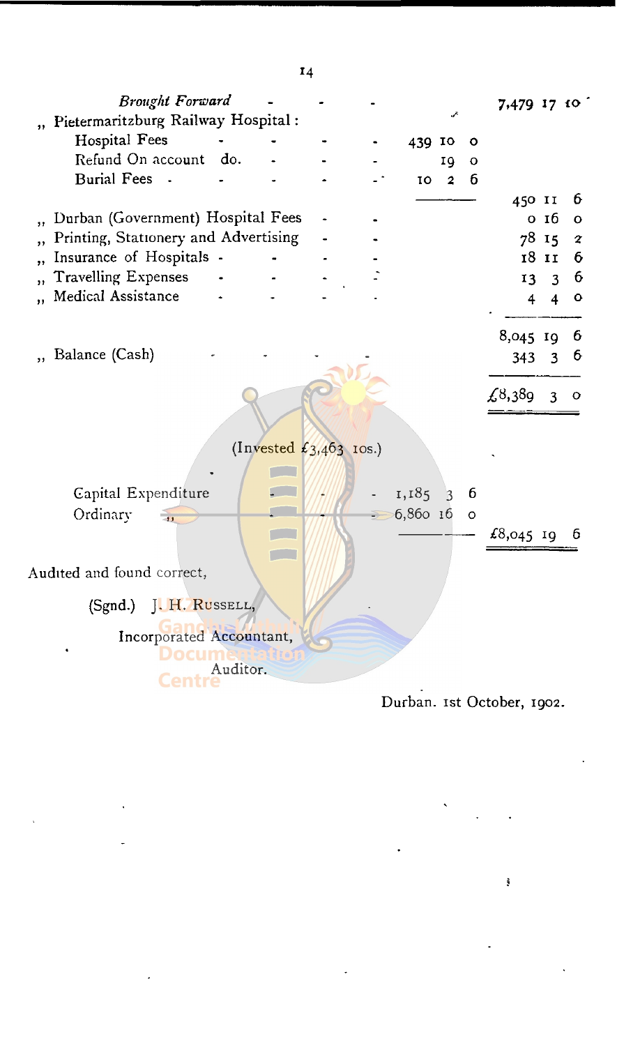| | £ s. d. | £ s. d. |
|---|---|---|
| *Brought Forward* | | 7,479 17 10 |
| ,, Pietermaritzburg Railway Hospital: | | |
| Hospital Fees | 439 10 0 | |
| Refund On account do. | 19 0 | |
| Burial Fees | 10 2 6 | |
| | | 450 11 6 |
| ,, Durban (Government) Hospital Fees | | 0 16 0 |
| ,, Printing, Stationery and Advertising | | 78 15 2 |
| ,, Insurance of Hospitals | | 18 11 6 |
| ,, Travelling Expenses | | 13 3 6 |
| ,, Medical Assistance | | 4 4 0 |
| | | 8,045 19 6 |
| ,, Balance (Cash) | | 343 3 6 |
| | | £8,389 3 0 |

(Invested £3,463 10s.)

| | | |
|---|---|---|
| Capital Expenditure | 1,185 3 6 | |
| Ordinary ,, | 6,860 16 0 | |
| | | £8,045 19 6 |

Audited and found correct,

(Sgnd.) J. H. Russell,

Incorporated Accountant,

Auditor.

Durban. 1st October, 1902.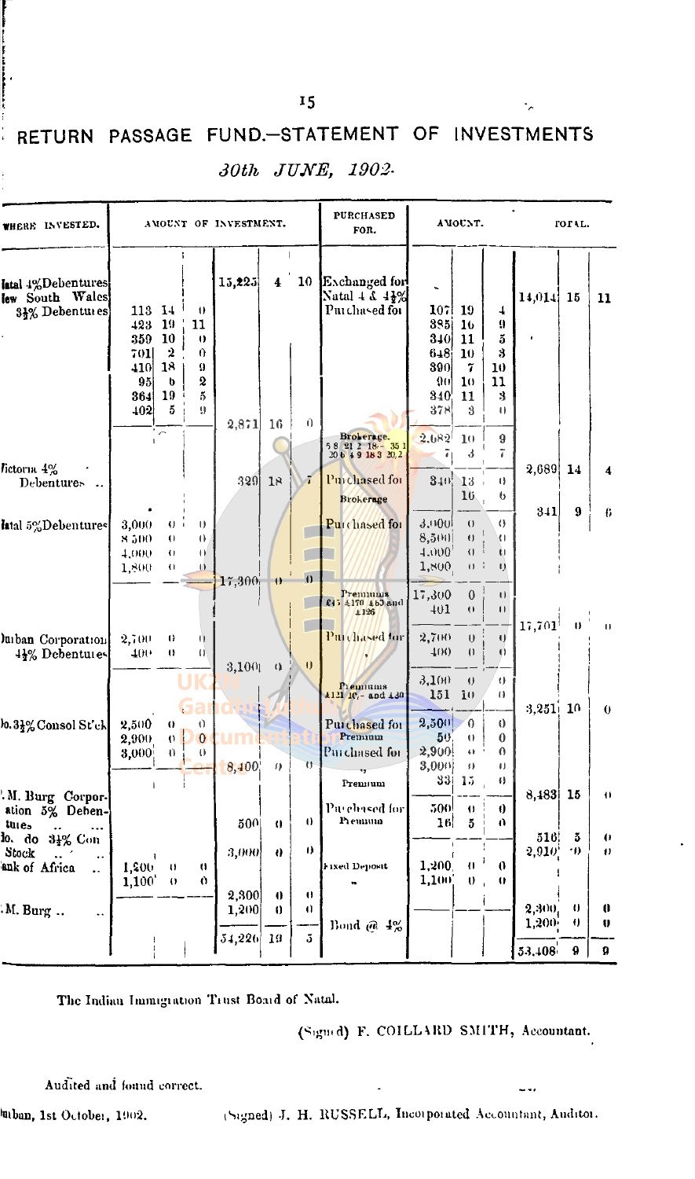# RETURN PASSAGE FUND.—STATEMENT OF INVESTMENTS

*30th JUNE, 1902.*

| WHERE INVESTED. | AMOUNT OF INVESTMENT. | | | | | | PURCHASED FOR. | AMOUNT. | | | TOTAL. | | |
|---|---|---|---|---|---|---|---|---|---|---|---|---|---|
| Natal 4% Debentures | | | | 15,225 | 4 | 10 | Exchanged for Natal 4 & 4½% | | | | 14,014 | 15 | 11 |
| New South Wales 3½% Debentures | 113 | 14 | 0 | | | | Purchased for | 107 | 19 | 4 | | | |
| | 423 | 19 | 11 | | | | | 385 | 16 | 9 | | | |
| | 350 | 10 | 0 | | | | | 340 | 11 | 5 | | | |
| | 701 | 2 | 0 | | | | | 648 | 10 | 3 | | | |
| | 410 | 18 | 9 | | | | | 390 | 7 | 10 | | | |
| | 95 | 6 | 2 | | | | | 90 | 10 | 11 | | | |
| | 364 | 19 | 5 | | | | | 340 | 11 | 3 | | | |
| | 402 | 5 | 9 | 2,871 | 16 | 0 | | 378 | 3 | 0 | | | |
| | | | | | | | Brokerage. 5 8 21 2 18/- 35 1 20 6 4 9 18 3 20.2 | 2,082 | 10 | 9 | | | |
| | | | | | | | | 7 | 3 | 7 | 2,089 | 14 | 4 |
| Victoria 4% Debentures .. | | | | 329 | 18 | 7 | Purchased for | 340 | 13 | 0 | | | |
| | | | | | | | Brokerage | | 16 | 6 | 341 | 9 | 6 |
| Natal 5% Debentures | 3,000 | 0 | 0 | | | | Purchased for | 3,000 | 0 | 0 | | | |
| | 8,500 | 0 | 0 | | | | | 8,500 | 0 | 0 | | | |
| | 4,000 | 0 | 0 | | | | | 4,000 | 0 | 0 | | | |
| | 1,800 | 0 | 0 | 17,300 | 0 | 0 | | 1,800 | 0 | 0 | | | |
| | | | | | | | Premiums £45 £170 £60 and £126 | 17,300 | 0 | 0 | | | |
| | | | | | | | | 401 | 0 | 0 | 17,701 | 0 | 0 |
| Durban Corporation 4½% Debentures | 2,700 | 0 | 0 | | | | Purchased for | 2,700 | 0 | 0 | | | |
| | 400 | 0 | 0 | 3,100 | 0 | 0 | | 400 | 0 | 0 | | | |
| | | | | | | | Premiums £121 10/- and £30 | 3,100 | 0 | 0 | | | |
| | | | | | | | | 151 | 10 | 0 | 3,251 | 10 | 0 |
| Do. 3½% Consol St'ck | 2,500 | 0 | 0 | | | | Purchased for | 2,500 | 0 | 0 | | | |
| | | | | | | | Premium | 50 | 0 | 0 | | | |
| | 2,900 | 0 | 0 | | | | Purchased for | 2,900 | 0 | 0 | | | |
| | 3,000 | 0 | 0 | 8,400 | 0 | 0 | " | 3,000 | 0 | 0 | | | |
| | | | | | | | Premium | 33 | 15 | 0 | 8,483 | 15 | 0 |
| P. M. Burg Corporation 5% Debentures .. ... | | | | 500 | 0 | 0 | Purchased for | 500 | 0 | 0 | | | |
| | | | | | | | Premium | 16 | 5 | 0 | 516 | 5 | 0 |
| Do. do 3½% Con Stock .. .. | | | | 3,000 | 0 | 0 | | | | | 2,910 | 0 | 0 |
| Bank of Africa .. | 1,200 | 0 | 0 | | | | Fixed Deposit | 1,200 | 0 | 0 | | | |
| | 1,100 | 0 | 0 | 2,300 | 0 | 0 | " | 1,100 | 0 | 0 | 2,300 | 0 | 0 |
| P. M. Burg .. .. | | | | 1,200 | 0 | 0 | Bond @ 4% | | | | 1,200 | 0 | 0 |
| | | | | 54,226 | 19 | 5 | | | | | 53,408 | 9 | 9 |

The Indian Immigration Trust Board of Natal.

(Signed) F. COILLARD SMITH, Accountant.

Audited and found correct.

Durban, 1st October, 1902.

(Signed) J. H. RUSSELL, Incorporated Accountant, Auditor.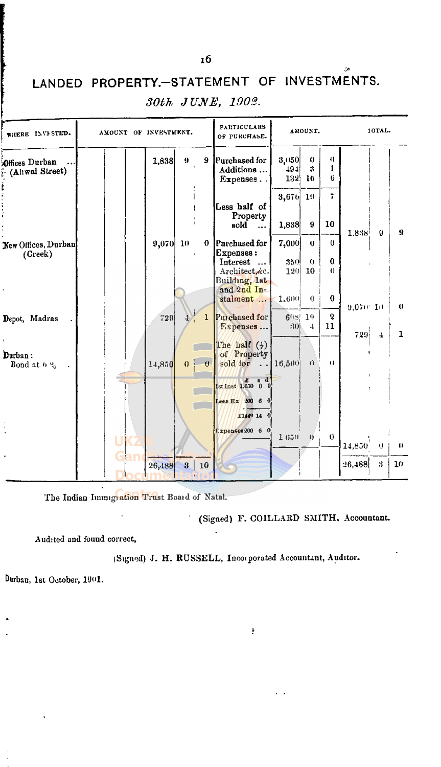# LANDED PROPERTY.—STATEMENT OF INVESTMENTS.

*30th JUNE, 1902.*

| WHERE INVESTED. | AMOUNT OF INVESTMENT. | | | PARTICULARS OF PURCHASE. | AMOUNT. | | | TOTAL. | | |
|---|---|---|---|---|---|---|---|---|---|---|
| Offices Durban (Aliwal Street) | 1,838 | 9 | 9 | Purchased for | 3,050 | 0 | 0 | | | |
| | | | | Additions ... | 494 | 3 | 1 | | | |
| | | | | Expenses . . | 132 | 16 | 6 | | | |
| | | | | | 3,676 | 19 | 7 | | | |
| | | | | Less half of Property sold ... | 1,838 | 9 | 10 | 1,838 | 9 | 9 |
| New Offices, Durban (Creek) | 9,070 | 10 | 0 | Purchased for | 7,000 | 0 | 0 | | | |
| | | | | Expenses: Interest ... | 350 | 0 | 0 | | | |
| | | | | Architect, &c. | 120 | 10 | 0 | | | |
| | | | | Building, 1st and 2nd Instalment ... | 1,600 | 0 | 0 | 9,070 | 10 | 0 |
| Depot, Madras | 729 | 4 | 1 | Purchased for | 698 | 19 | 2 | | | |
| | | | | Expenses ... | 30 | 4 | 11 | 729 | 4 | 1 |
| Durban: Bond at 6 % | 14,850 | 0 | 0 | The half (½) of Property sold for . . | 16,500 | 0 | 0 | | | |
| | | | | £ s d 1st Inst 1,650 0 0 | | | | | | |
| | | | | Less Ex 200 6 0 | | | | | | |
| | | | | £1449 14 0 | | | | | | |
| | | | | Expenses 200 6 0 | 1,650 | 0 | 0 | 14,850 | 0 | 0 |
| | 26,488 | 3 | 10 | | | | | 26,488 | 3 | 10 |

The Indian Immigration Trust Board of Natal.

(Signed) F. COILLARD SMITH, Accountant.

Audited and found correct,

(Signed) J. H. RUSSELL, Incorporated Accountant, Auditor.

Durban, 1st October, 1901.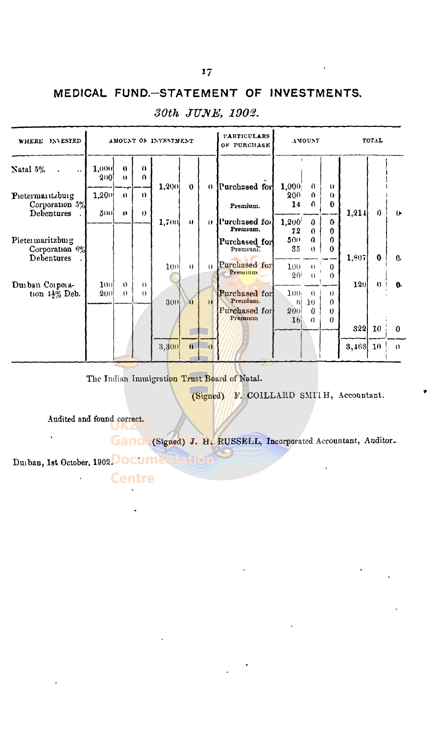## MEDICAL FUND.—STATEMENT OF INVESTMENTS.

### *30th JUNE, 1902.*

| WHERE INVESTED | AMOUNT OF INVESTMENT | | | | | | PARTICULARS OF PURCHASE | AMOUNT | | | TOTAL | | |
|---|---|---|---|---|---|---|---|---|---|---|---|---|---|
| Natal 5% | 1,000 | 0 | 0 | | | | | | | | | | |
| | 200 | 0 | 0 | 1,200 | 0 | 0 | Purchased for | 1,000 | 0 | 0 | | | |
| | | | | | | | | 200 | 0 | 0 | | | |
| | | | | | | | Premium. | 14 | 0 | 0 | 1,214 | 0 | 0 |
| Pietermaritzburg Corporation 5% Debentures | 1,200 | 0 | 0 | | | | | | | | | | |
| | 500 | 0 | 0 | 1,700 | 0 | 0 | Purchased for | 1,200 | 0 | 0 | | | |
| | | | | | | | Premium. | 72 | 0 | 0 | | | |
| | | | | | | | Purchased for | 500 | 0 | 0 | | | |
| | | | | | | | Premium. | 35 | 0 | 0 | 1,807 | 0 | 0 |
| Pietermaritzburg Corporation 6% Debentures | | | | 100 | 0 | 0 | Purchased for | 100 | 0 | 0 | | | |
| | | | | | | | Premium | 20 | 0 | 0 | 120 | 0 | 0 |
| Durban Corporation 4½% Deb. | 100 | 0 | 0 | | | | | | | | | | |
| | 200 | 0 | 0 | 300 | 0 | 0 | Purchased for | 100 | 0 | 0 | | | |
| | | | | | | | Premium. | 6 | 10 | 0 | | | |
| | | | | | | | Purchased for | 200 | 0 | 0 | | | |
| | | | | | | | Premium | 16 | 0 | 0 | 322 | 10 | 0 |
| | | | | 3,300 | 0 | 0 | | | | | 3,463 | 10 | 0 |

The Indian Immigration Trust Board of Natal.

(Signed) F. COILLARD SMITH, Accountant.

Audited and found correct.

(Signed) J. H. RUSSELL, Incorporated Accountant, Auditor.

Durban, 1st October, 1902.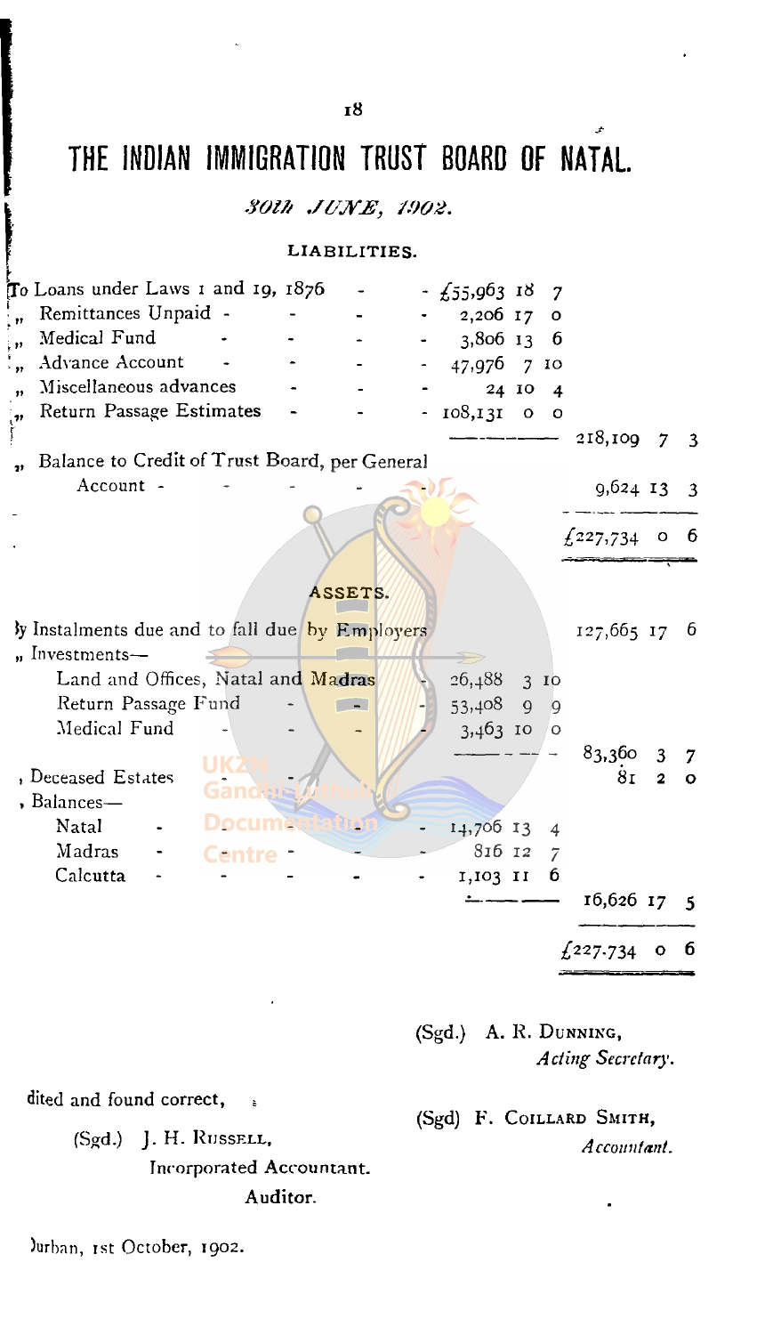# THE INDIAN IMMIGRATION TRUST BOARD OF NATAL.

*30th JUNE, 1902.*

### LIABILITIES.

| | | |
|---|---|---|
| To Loans under Laws 1 and 19, 1876 | £55,963 18 7 | |
| " Remittances Unpaid | 2,206 17 0 | |
| " Medical Fund | 3,806 13 6 | |
| " Advance Account | 47,976 7 10 | |
| " Miscellaneous advances | 24 10 4 | |
| " Return Passage Estimates | 108,131 0 0 | |
| | | 218,109 7 3 |
| " Balance to Credit of Trust Board, per General Account | | 9,624 13 3 |
| | | £227,734 0 6 |

### ASSETS.

| | | |
|---|---|---|
| By Instalments due and to fall due by Employers | | 127,665 17 6 |
| " Investments— | | |
| Land and Offices, Natal and Madras | 26,488 3 10 | |
| Return Passage Fund | 53,408 9 9 | |
| Medical Fund | 3,463 10 0 | |
| | | 83,360 3 7 |
| " Deceased Estates | | 81 2 0 |
| " Balances— | | |
| Natal | 14,706 13 4 | |
| Madras | 816 12 7 | |
| Calcutta | 1,103 11 6 | |
| | | 16,626 17 5 |
| | | £227.734 0 6 |

(Sgd.) A. R. Dunning,
*Acting Secretary.*

(Sgd) F. Coillard Smith,
*Accountant.*

Audited and found correct,

(Sgd.) J. H. Russell,
Incorporated Accountant.
Auditor.

Durban, 1st October, 1902.